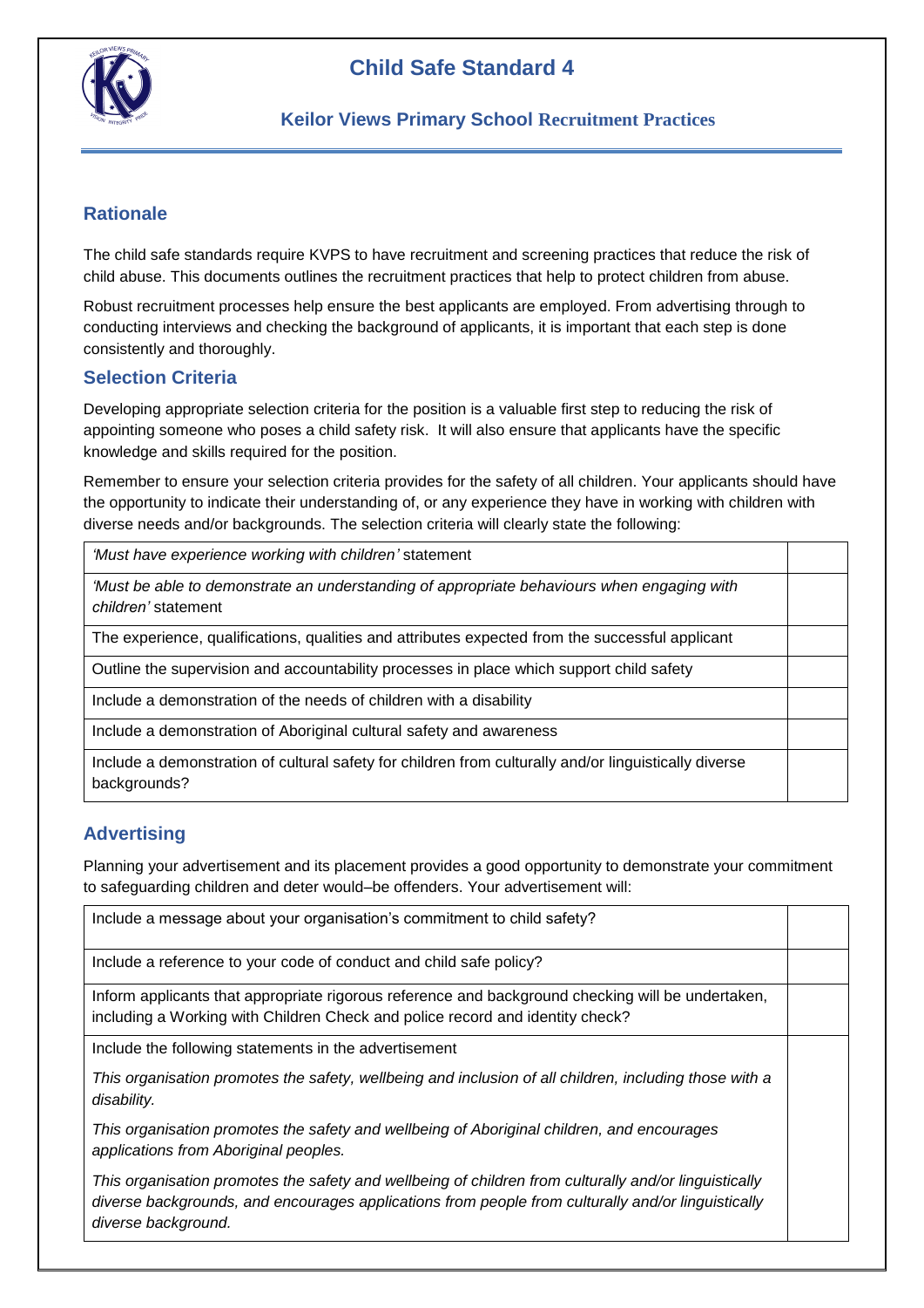# Child Safe Standard 4

### Keilor Views Primary School Recruitment Practices

## Rationale

The child safe standards require KVPS to have recruitment and screening practices that reduce the risk of child abuse. This documents outlines the recruitment practices that help to protect children from abuse.

Robust recruitment processes help ensure the best applicants are employed. From advertising through to conducting interviews and checking the background of applicants, it is important that each step is done consistently and thoroughly.

## Selection Criteria

Developing appropriate selection criteria for the position is a valuable first step to reducing the risk of appointing someone who poses a child safety risk. It will also ensure that applicants have the specific knowledge and skills required for the position.

Remember to ensure your selection criteria provides for the safety of all children. Your applicants should have the opportunity to indicate their understanding of, or any experience they have in working with children with diverse needs and/or backgrounds. The selection criteria will clearly state the following:

| | |
|---|---|
| *'Must have experience working with children'* statement | |
| *'Must be able to demonstrate an understanding of appropriate behaviours when engaging with children'* statement | |
| The experience, qualifications, qualities and attributes expected from the successful applicant | |
| Outline the supervision and accountability processes in place which support child safety | |
| Include a demonstration of the needs of children with a disability | |
| Include a demonstration of Aboriginal cultural safety and awareness | |
| Include a demonstration of cultural safety for children from culturally and/or linguistically diverse backgrounds? | |

## Advertising

Planning your advertisement and its placement provides a good opportunity to demonstrate your commitment to safeguarding children and deter would–be offenders. Your advertisement will:

| | |
|---|---|
| Include a message about your organisation's commitment to child safety? | |
| Include a reference to your code of conduct and child safe policy? | |
| Inform applicants that appropriate rigorous reference and background checking will be undertaken, including a Working with Children Check and police record and identity check? | |
| Include the following statements in the advertisement<br><br>*This organisation promotes the safety, wellbeing and inclusion of all children, including those with a disability.*<br><br>*This organisation promotes the safety and wellbeing of Aboriginal children, and encourages applications from Aboriginal peoples.*<br><br>*This organisation promotes the safety and wellbeing of children from culturally and/or linguistically diverse backgrounds, and encourages applications from people from culturally and/or linguistically diverse background.* | |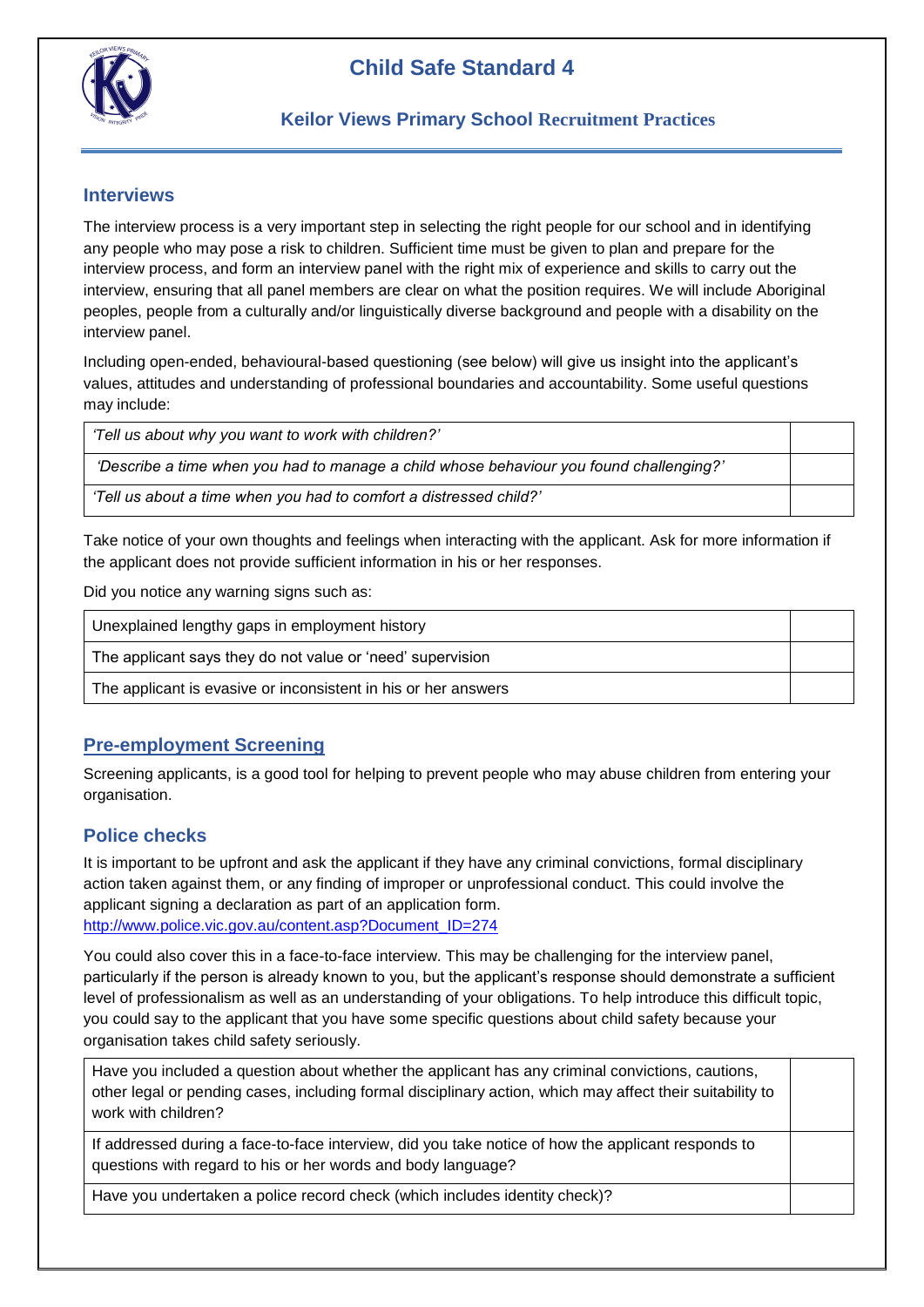# Child Safe Standard 4

## Keilor Views Primary School Recruitment Practices

### Interviews

The interview process is a very important step in selecting the right people for our school and in identifying any people who may pose a risk to children. Sufficient time must be given to plan and prepare for the interview process, and form an interview panel with the right mix of experience and skills to carry out the interview, ensuring that all panel members are clear on what the position requires. We will include Aboriginal peoples, people from a culturally and/or linguistically diverse background and people with a disability on the interview panel.

Including open-ended, behavioural-based questioning (see below) will give us insight into the applicant's values, attitudes and understanding of professional boundaries and accountability. Some useful questions may include:

| | |
|---|---|
| *'Tell us about why you want to work with children?'* | |
| *'Describe a time when you had to manage a child whose behaviour you found challenging?'* | |
| *'Tell us about a time when you had to comfort a distressed child?'* | |

Take notice of your own thoughts and feelings when interacting with the applicant. Ask for more information if the applicant does not provide sufficient information in his or her responses.

Did you notice any warning signs such as:

| | |
|---|---|
| Unexplained lengthy gaps in employment history | |
| The applicant says they do not value or 'need' supervision | |
| The applicant is evasive or inconsistent in his or her answers | |

### Pre-employment Screening

Screening applicants, is a good tool for helping to prevent people who may abuse children from entering your organisation.

### Police checks

It is important to be upfront and ask the applicant if they have any criminal convictions, formal disciplinary action taken against them, or any finding of improper or unprofessional conduct. This could involve the applicant signing a declaration as part of an application form.
http://www.police.vic.gov.au/content.asp?Document_ID=274

You could also cover this in a face-to-face interview. This may be challenging for the interview panel, particularly if the person is already known to you, but the applicant's response should demonstrate a sufficient level of professionalism as well as an understanding of your obligations. To help introduce this difficult topic, you could say to the applicant that you have some specific questions about child safety because your organisation takes child safety seriously.

| | |
|---|---|
| Have you included a question about whether the applicant has any criminal convictions, cautions, other legal or pending cases, including formal disciplinary action, which may affect their suitability to work with children? | |
| If addressed during a face-to-face interview, did you take notice of how the applicant responds to questions with regard to his or her words and body language? | |
| Have you undertaken a police record check (which includes identity check)? | |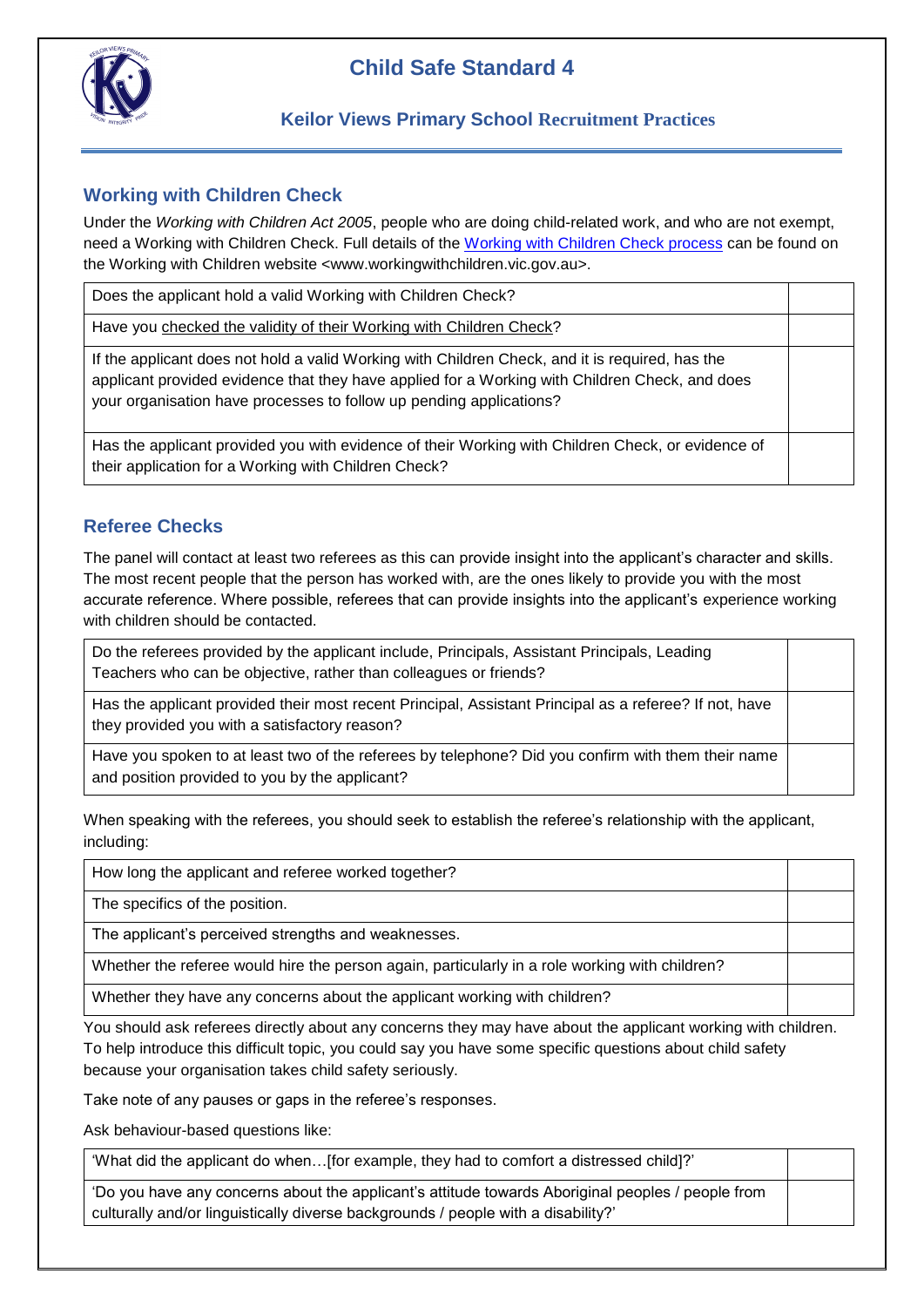# Child Safe Standard 4

### Keilor Views Primary School Recruitment Practices

## Working with Children Check

Under the *Working with Children Act 2005*, people who are doing child-related work, and who are not exempt, need a Working with Children Check. Full details of the Working with Children Check process can be found on the Working with Children website <www.workingwithchildren.vic.gov.au>.

| | |
|---|---|
| Does the applicant hold a valid Working with Children Check? | |
| Have you checked the validity of their Working with Children Check? | |
| If the applicant does not hold a valid Working with Children Check, and it is required, has the applicant provided evidence that they have applied for a Working with Children Check, and does your organisation have processes to follow up pending applications? | |
| Has the applicant provided you with evidence of their Working with Children Check, or evidence of their application for a Working with Children Check? | |

## Referee Checks

The panel will contact at least two referees as this can provide insight into the applicant's character and skills. The most recent people that the person has worked with, are the ones likely to provide you with the most accurate reference. Where possible, referees that can provide insights into the applicant's experience working with children should be contacted.

| | |
|---|---|
| Do the referees provided by the applicant include, Principals, Assistant Principals, Leading Teachers who can be objective, rather than colleagues or friends? | |
| Has the applicant provided their most recent Principal, Assistant Principal as a referee? If not, have they provided you with a satisfactory reason? | |
| Have you spoken to at least two of the referees by telephone? Did you confirm with them their name and position provided to you by the applicant? | |

When speaking with the referees, you should seek to establish the referee's relationship with the applicant, including:

| | |
|---|---|
| How long the applicant and referee worked together? | |
| The specifics of the position. | |
| The applicant's perceived strengths and weaknesses. | |
| Whether the referee would hire the person again, particularly in a role working with children? | |
| Whether they have any concerns about the applicant working with children? | |

You should ask referees directly about any concerns they may have about the applicant working with children. To help introduce this difficult topic, you could say you have some specific questions about child safety because your organisation takes child safety seriously.

Take note of any pauses or gaps in the referee's responses.

Ask behaviour-based questions like:

| | |
|---|---|
| 'What did the applicant do when…[for example, they had to comfort a distressed child]?' | |
| 'Do you have any concerns about the applicant's attitude towards Aboriginal peoples / people from culturally and/or linguistically diverse backgrounds / people with a disability?' | |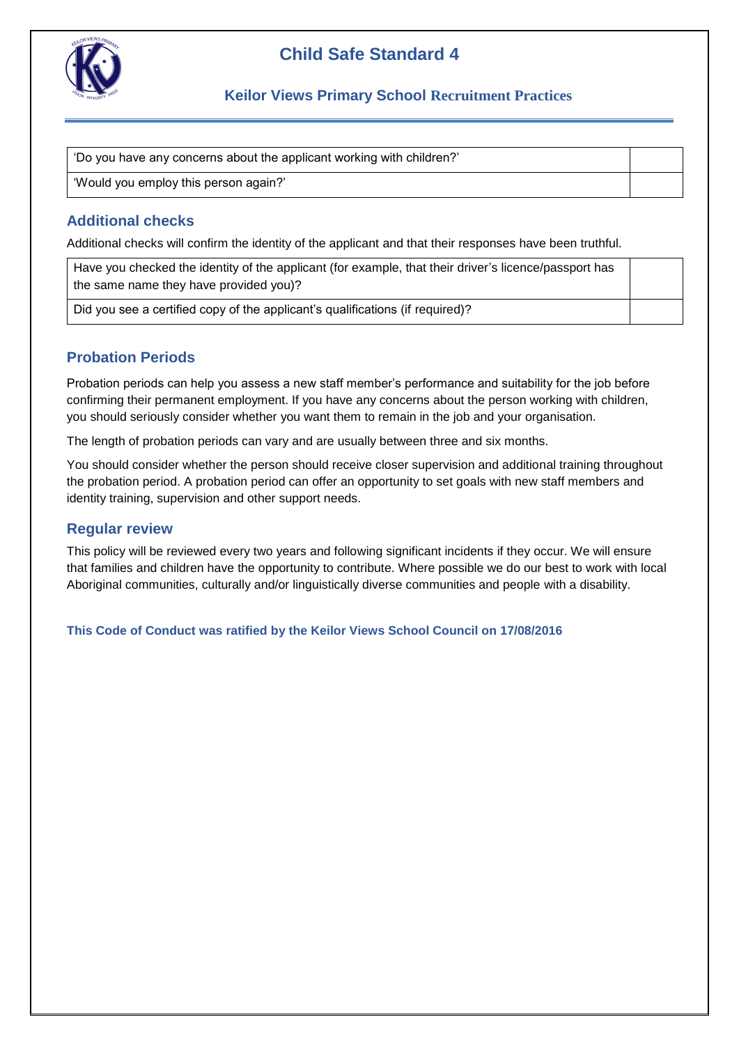| | |
|---|---|
| 'Do you have any concerns about the applicant working with children?' | |
| 'Would you employ this person again?' | |

## Additional checks

Additional checks will confirm the identity of the applicant and that their responses have been truthful.

| | |
|---|---|
| Have you checked the identity of the applicant (for example, that their driver's licence/passport has the same name they have provided you)? | |
| Did you see a certified copy of the applicant's qualifications (if required)? | |

## Probation Periods

Probation periods can help you assess a new staff member's performance and suitability for the job before confirming their permanent employment. If you have any concerns about the person working with children, you should seriously consider whether you want them to remain in the job and your organisation.

The length of probation periods can vary and are usually between three and six months.

You should consider whether the person should receive closer supervision and additional training throughout the probation period. A probation period can offer an opportunity to set goals with new staff members and identity training, supervision and other support needs.

## Regular review

This policy will be reviewed every two years and following significant incidents if they occur. We will ensure that families and children have the opportunity to contribute. Where possible we do our best to work with local Aboriginal communities, culturally and/or linguistically diverse communities and people with a disability.

**This Code of Conduct was ratified by the Keilor Views School Council on 17/08/2016**